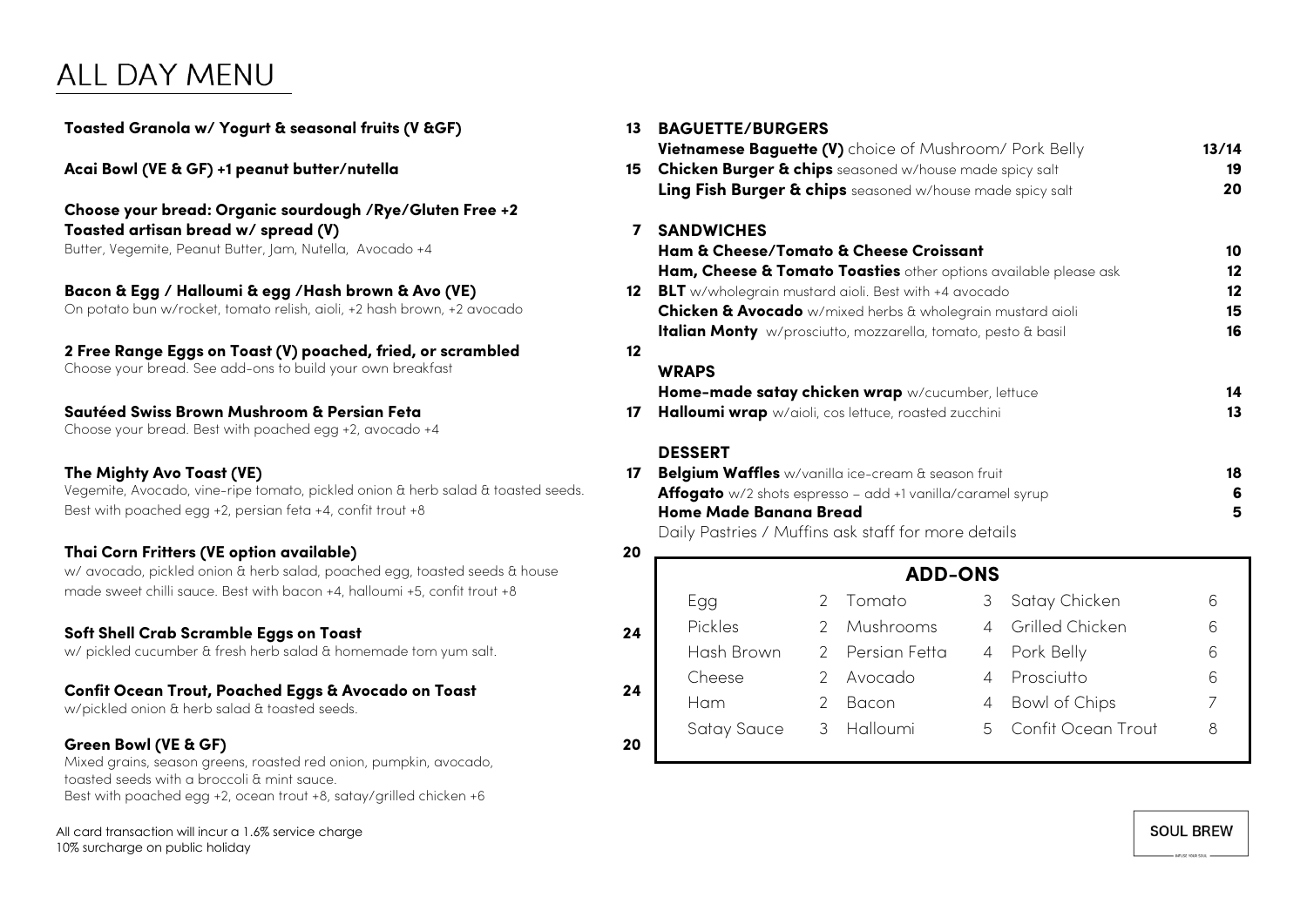# ALL DAY MENU

**Toasted Granola w/ Yogurt & seasonal fruits (V &GF)** **13**

**Acai Bowl (VE & GF) +1 peanut butter/nutella** **15**

**Choose your bread: Organic sourdough /Rye/Gluten Free +2**

**Toasted artisan bread w/ spread (V)** **7**
Butter, Vegemite, Peanut Butter, Jam, Nutella, Avocado +4

**Bacon & Egg / Halloumi & egg /Hash brown & Avo (VE)** **12**
On potato bun w/rocket, tomato relish, aioli, +2 hash brown, +2 avocado

**2 Free Range Eggs on Toast (V) poached, fried, or scrambled** **12**
Choose your bread. See add-ons to build your own breakfast

**Sautéed Swiss Brown Mushroom & Persian Feta** **17**
Choose your bread. Best with poached egg +2, avocado +4

**The Mighty Avo Toast (VE)** **17**
Vegemite, Avocado, vine-ripe tomato, pickled onion & herb salad & toasted seeds.
Best with poached egg +2, persian feta +4, confit trout +8

**Thai Corn Fritters (VE option available)** **20**
w/ avocado, pickled onion & herb salad, poached egg, toasted seeds & house made sweet chilli sauce. Best with bacon +4, halloumi +5, confit trout +8

**Soft Shell Crab Scramble Eggs on Toast** **24**
w/ pickled cucumber & fresh herb salad & homemade tom yum salt.

**Confit Ocean Trout, Poached Eggs & Avocado on Toast** **24**
w/pickled onion & herb salad & toasted seeds.

**Green Bowl (VE & GF)** **20**
Mixed grains, season greens, roasted red onion, pumpkin, avocado, toasted seeds with a broccoli & mint sauce.
Best with poached egg +2, ocean trout +8, satay/grilled chicken +6

## BAGUETTE/BURGERS

**Vietnamese Baguette (V)** choice of Mushroom/ Pork Belly **13/14**
**Chicken Burger & chips** seasoned w/house made spicy salt **19**
**Ling Fish Burger & chips** seasoned w/house made spicy salt **20**

## SANDWICHES

**Ham & Cheese/Tomato & Cheese Croissant** **10**
**Ham, Cheese & Tomato Toasties** other options available please ask **12**
**BLT** w/wholegrain mustard aioli. Best with +4 avocado **12**
**Chicken & Avocado** w/mixed herbs & wholegrain mustard aioli **15**
**Italian Monty** w/prosciutto, mozzarella, tomato, pesto & basil **16**

## WRAPS

**Home-made satay chicken wrap** w/cucumber, lettuce **14**
**Halloumi wrap** w/aioli, cos lettuce, roasted zucchini **13**

## DESSERT

**Belgium Waffles** w/vanilla ice-cream & season fruit **18**
**Affogato** w/2 shots espresso – add +1 vanilla/caramel syrup **6**
**Home Made Banana Bread** **5**
Daily Pastries / Muffins ask staff for more details

## ADD-ONS

| | | | | | |
|---|---|---|---|---|---|
| Egg | 2 | Tomato | 3 | Satay Chicken | 6 |
| Pickles | 2 | Mushrooms | 4 | Grilled Chicken | 6 |
| Hash Brown | 2 | Persian Fetta | 4 | Pork Belly | 6 |
| Cheese | 2 | Avocado | 4 | Prosciutto | 6 |
| Ham | 2 | Bacon | 4 | Bowl of Chips | 7 |
| Satay Sauce | 3 | Halloumi | 5 | Confit Ocean Trout | 8 |

All card transaction will incur a 1.6% service charge
10% surcharge on public holiday

SOUL BREW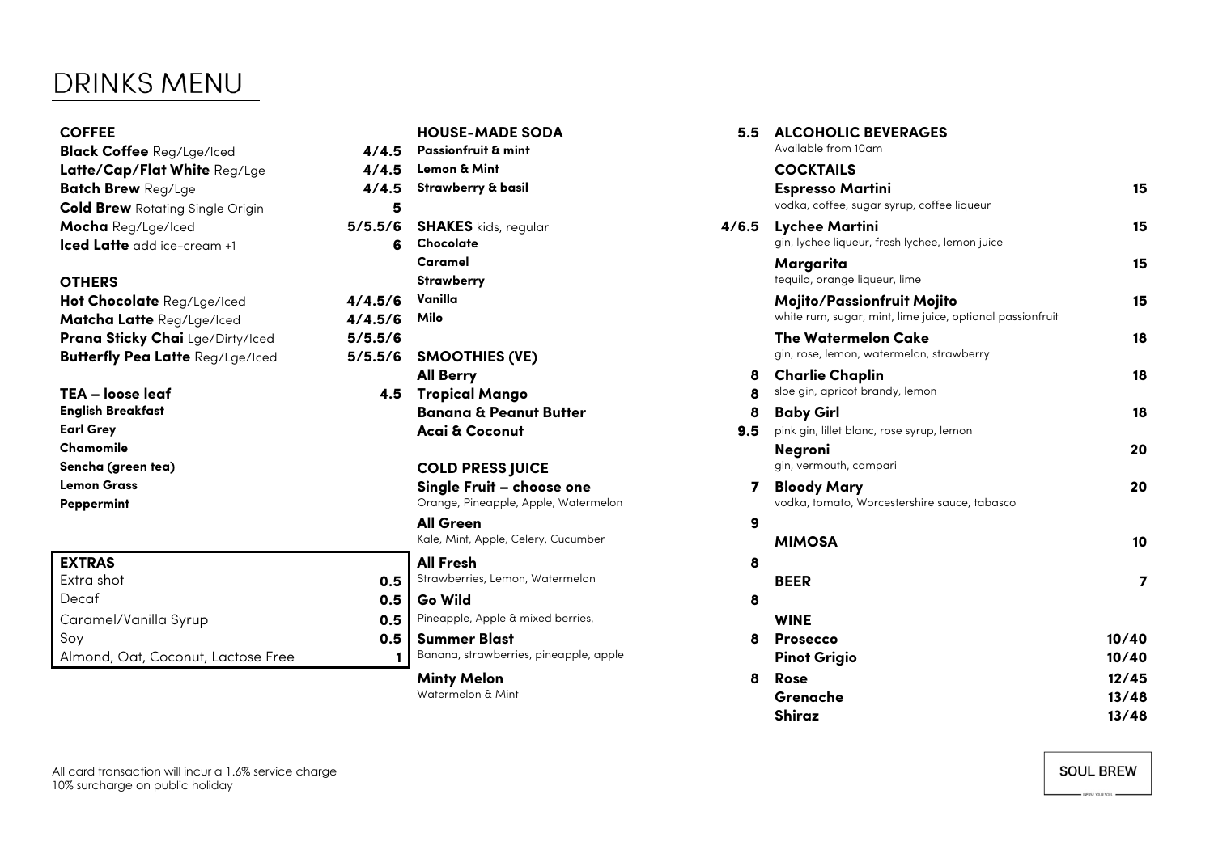# DRINKS MENU

## COFFEE

| | |
|---|---|
| **Black Coffee** Reg/Lge/Iced | 4/4.5 |
| **Latte/Cap/Flat White** Reg/Lge | 4/4.5 |
| **Batch Brew** Reg/Lge | 4/4.5 |
| **Cold Brew** Rotating Single Origin | 5 |
| **Mocha** Reg/Lge/Iced | 5/5.5/6 |
| **Iced Latte** add ice-cream +1 | 6 |

## OTHERS

| | |
|---|---|
| **Hot Chocolate** Reg/Lge/Iced | 4/4.5/6 |
| **Matcha Latte** Reg/Lge/Iced | 4/4.5/6 |
| **Prana Sticky Chai** Lge/Dirty/Iced | 5/5.5/6 |
| **Butterfly Pea Latte** Reg/Lge/Iced | 5/5.5/6 |

## TEA – loose leaf — 4.5

- **English Breakfast**
- **Earl Grey**
- **Chamomile**
- **Sencha (green tea)**
- **Lemon Grass**
- **Peppermint**

## EXTRAS

| | |
|---|---|
| Extra shot | 0.5 |
| Decaf | 0.5 |
| Caramel/Vanilla Syrup | 0.5 |
| Soy | 0.5 |
| Almond, Oat, Coconut, Lactose Free | 1 |

## HOUSE-MADE SODA — 5.5

- **Passionfruit & mint**
- **Lemon & Mint**
- **Strawberry & basil**

## SHAKES kids, regular — 4/6.5

- **Chocolate**
- **Caramel**
- **Strawberry**
- **Vanilla**
- **Milo**

## SMOOTHIES (VE)

| | |
|---|---|
| **All Berry** | 8 |
| **Tropical Mango** | 8 |
| **Banana & Peanut Butter** | 8 |
| **Acai & Coconut** | 9.5 |

## COLD PRESS JUICE

| | |
|---|---|
| **Single Fruit – choose one**<br>Orange, Pineapple, Apple, Watermelon | 7 |
| **All Green**<br>Kale, Mint, Apple, Celery, Cucumber | 9 |
| **All Fresh**<br>Strawberries, Lemon, Watermelon | 8 |
| **Go Wild**<br>Pineapple, Apple & mixed berries, | 8 |
| **Summer Blast**<br>Banana, strawberries, pineapple, apple | 8 |
| **Minty Melon**<br>Watermelon & Mint | 8 |

## ALCOHOLIC BEVERAGES

Available from 10am

### COCKTAILS

| | |
|---|---|
| **Espresso Martini**<br>vodka, coffee, sugar syrup, coffee liqueur | 15 |
| **Lychee Martini**<br>gin, lychee liqueur, fresh lychee, lemon juice | 15 |
| **Margarita**<br>tequila, orange liqueur, lime | 15 |
| **Mojito/Passionfruit Mojito**<br>white rum, sugar, mint, lime juice, optional passionfruit | 15 |
| **The Watermelon Cake**<br>gin, rose, lemon, watermelon, strawberry | 18 |
| **Charlie Chaplin**<br>sloe gin, apricot brandy, lemon | 18 |
| **Baby Girl**<br>pink gin, lillet blanc, rose syrup, lemon | 18 |
| **Negroni**<br>gin, vermouth, campari | 20 |
| **Bloody Mary**<br>vodka, tomato, Worcestershire sauce, tabasco | 20 |

### MIMOSA — 10

### BEER — 7

### WINE

| | |
|---|---|
| **Prosecco** | 10/40 |
| **Pinot Grigio** | 10/40 |
| **Rose** | 12/45 |
| **Grenache** | 13/48 |
| **Shiraz** | 13/48 |

All card transaction will incur a 1.6% service charge
10% surcharge on public holiday

SOUL BREW